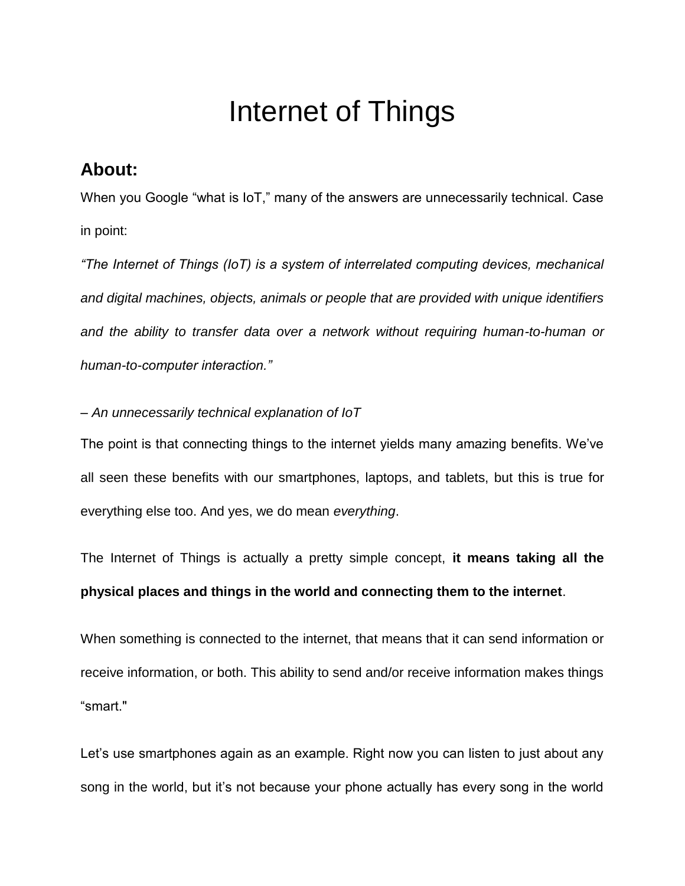# Internet of Things

## About:

When you Google "what is IoT," many of the answers are unnecessarily technical. Case in point:

*"The Internet of Things (IoT) is a system of interrelated computing devices, mechanical and digital machines, objects, animals or people that are provided with unique identifiers and the ability to transfer data over a network without requiring human-to-human or human-to-computer interaction."*

– *An unnecessarily technical explanation of IoT*

The point is that connecting things to the internet yields many amazing benefits. We've all seen these benefits with our smartphones, laptops, and tablets, but this is true for everything else too. And yes, we do mean *everything*.

The Internet of Things is actually a pretty simple concept, **it means taking all the physical places and things in the world and connecting them to the internet**.

When something is connected to the internet, that means that it can send information or receive information, or both. This ability to send and/or receive information makes things "smart."

Let's use smartphones again as an example. Right now you can listen to just about any song in the world, but it's not because your phone actually has every song in the world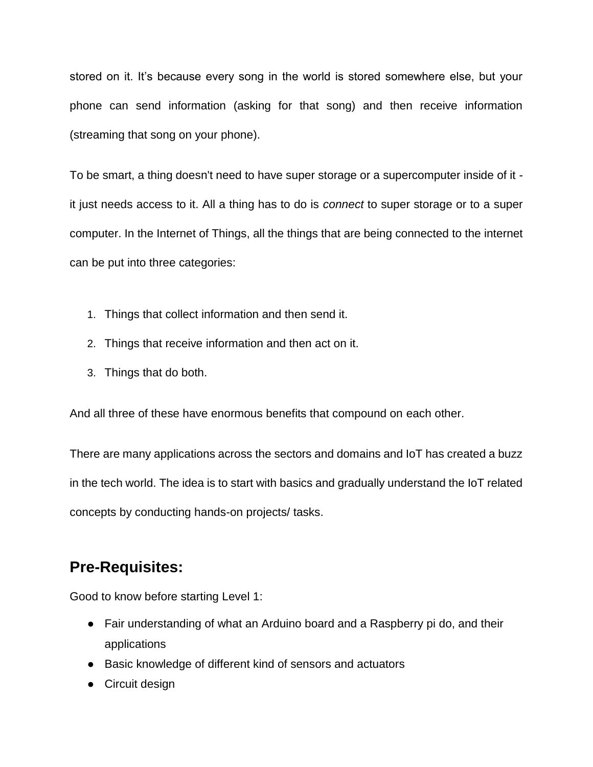stored on it. It's because every song in the world is stored somewhere else, but your phone can send information (asking for that song) and then receive information (streaming that song on your phone).

To be smart, a thing doesn't need to have super storage or a supercomputer inside of it - it just needs access to it. All a thing has to do is *connect* to super storage or to a super computer. In the Internet of Things, all the things that are being connected to the internet can be put into three categories:

1. Things that collect information and then send it.
2. Things that receive information and then act on it.
3. Things that do both.

And all three of these have enormous benefits that compound on each other.

There are many applications across the sectors and domains and IoT has created a buzz in the tech world. The idea is to start with basics and gradually understand the IoT related concepts by conducting hands-on projects/ tasks.

## Pre-Requisites:

Good to know before starting Level 1:

- Fair understanding of what an Arduino board and a Raspberry pi do, and their applications
- Basic knowledge of different kind of sensors and actuators
- Circuit design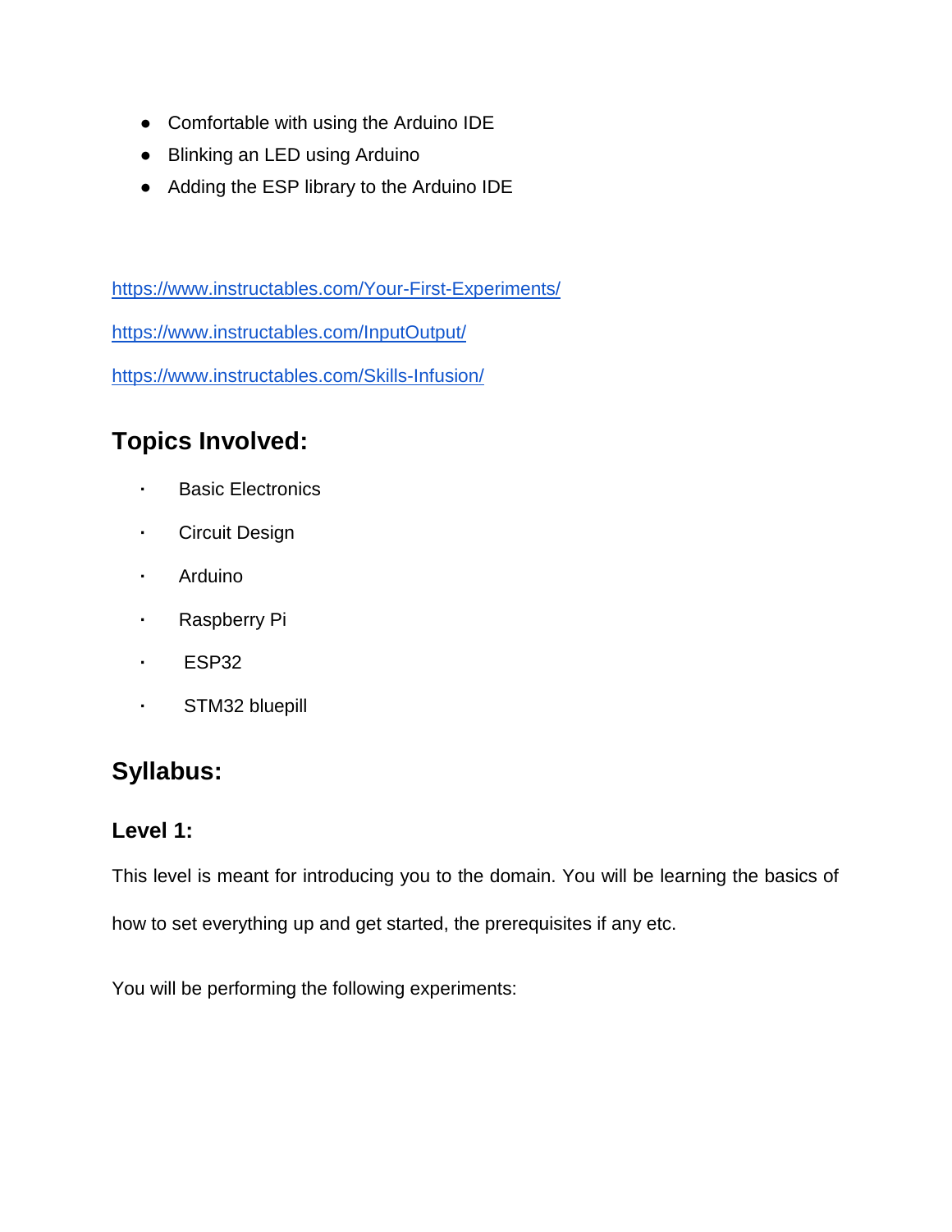- Comfortable with using the Arduino IDE
- Blinking an LED using Arduino
- Adding the ESP library to the Arduino IDE

https://www.instructables.com/Your-First-Experiments/

https://www.instructables.com/InputOutput/

https://www.instructables.com/Skills-Infusion/

## Topics Involved:

- Basic Electronics
- Circuit Design
- Arduino
- Raspberry Pi
- ESP32
- STM32 bluepill

## Syllabus:

### Level 1:

This level is meant for introducing you to the domain. You will be learning the basics of how to set everything up and get started, the prerequisites if any etc.

You will be performing the following experiments: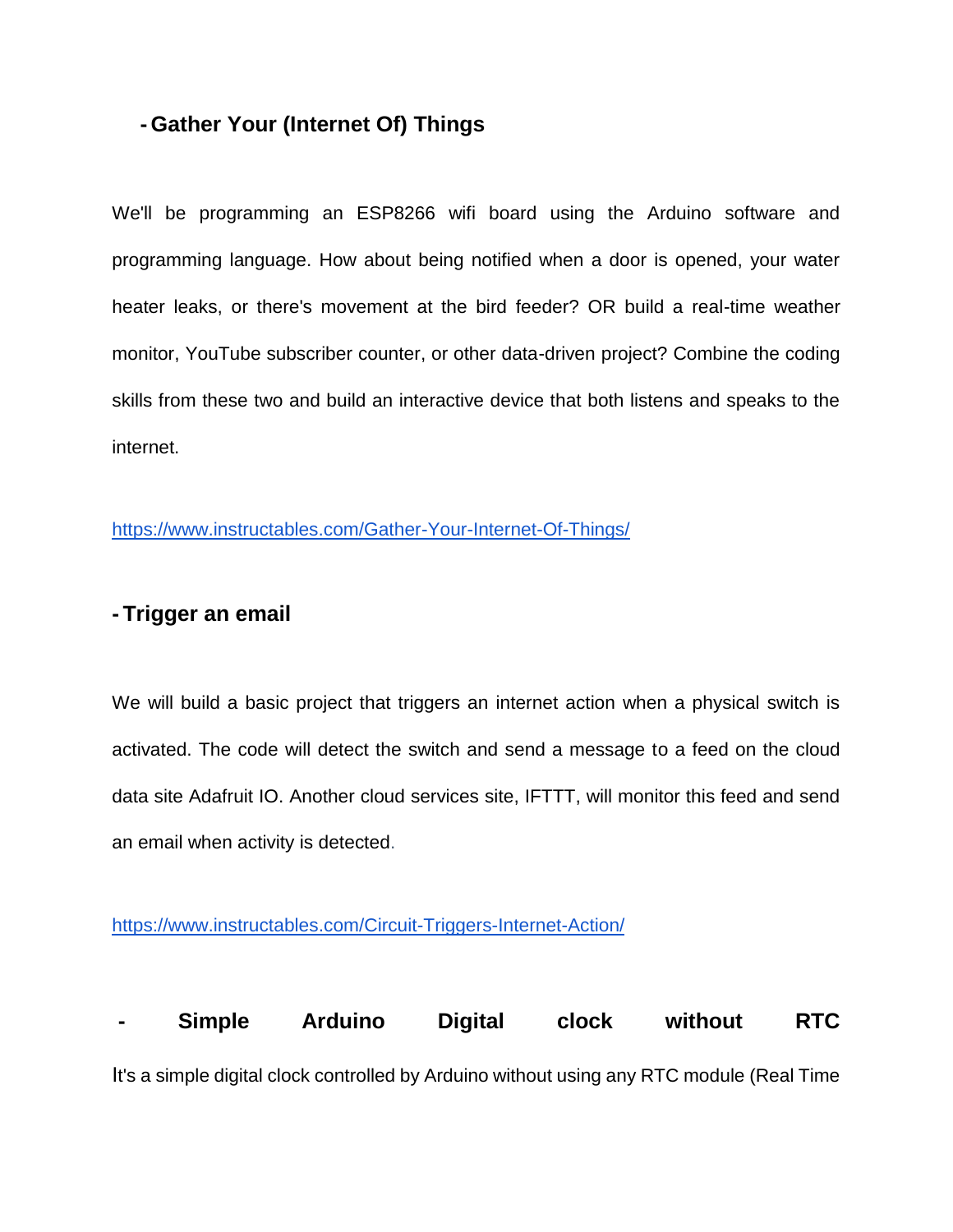## - Gather Your (Internet Of) Things

We'll be programming an ESP8266 wifi board using the Arduino software and programming language. How about being notified when a door is opened, your water heater leaks, or there's movement at the bird feeder? OR build a real-time weather monitor, YouTube subscriber counter, or other data-driven project? Combine the coding skills from these two and build an interactive device that both listens and speaks to the internet.

https://www.instructables.com/Gather-Your-Internet-Of-Things/

## - Trigger an email

We will build a basic project that triggers an internet action when a physical switch is activated. The code will detect the switch and send a message to a feed on the cloud data site Adafruit IO. Another cloud services site, IFTTT, will monitor this feed and send an email when activity is detected.

https://www.instructables.com/Circuit-Triggers-Internet-Action/

## - Simple Arduino Digital clock without RTC

It's a simple digital clock controlled by Arduino without using any RTC module (Real Time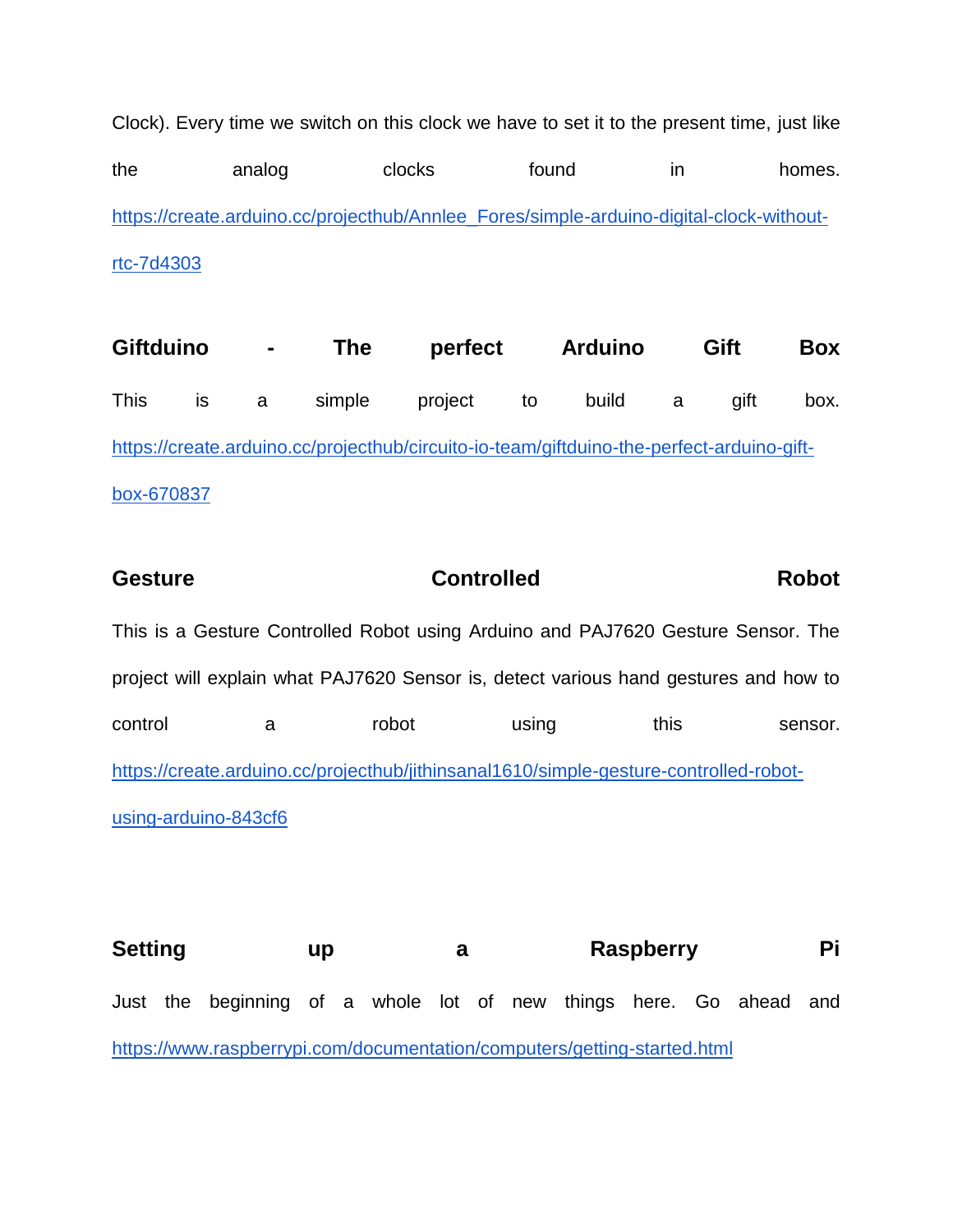Clock). Every time we switch on this clock we have to set it to the present time, just like the analog clocks found in homes. https://create.arduino.cc/projecthub/Annlee_Fores/simple-arduino-digital-clock-without-rtc-7d4303

**Giftduino - The perfect Arduino Gift Box**

This is a simple project to build a gift box. https://create.arduino.cc/projecthub/circuito-io-team/giftduino-the-perfect-arduino-gift-box-670837

**Gesture Controlled Robot**

This is a Gesture Controlled Robot using Arduino and PAJ7620 Gesture Sensor. The project will explain what PAJ7620 Sensor is, detect various hand gestures and how to control a robot using this sensor. https://create.arduino.cc/projecthub/jithinsanal1610/simple-gesture-controlled-robot-using-arduino-843cf6

**Setting up a Raspberry Pi**

Just the beginning of a whole lot of new things here. Go ahead and https://www.raspberrypi.com/documentation/computers/getting-started.html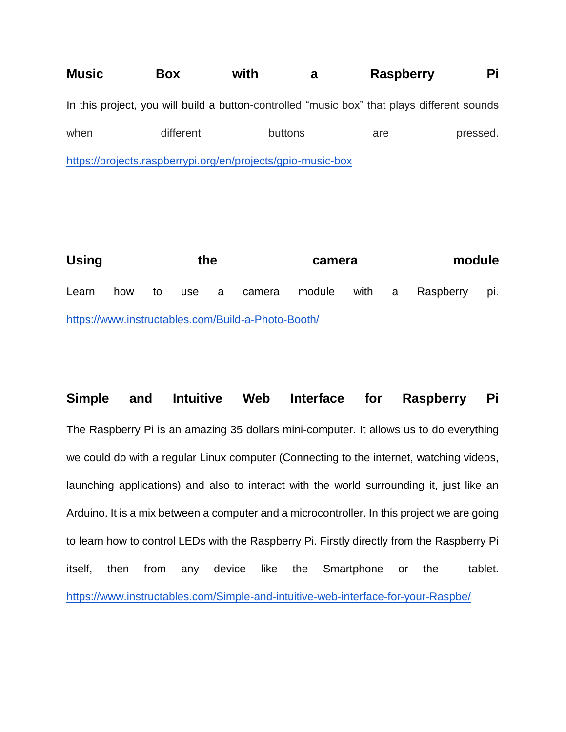**Music Box with a Raspberry Pi**

In this project, you will build a button-controlled “music box” that plays different sounds when different buttons are pressed.

https://projects.raspberrypi.org/en/projects/gpio-music-box

**Using the camera module**

Learn how to use a camera module with a Raspberry pi.

https://www.instructables.com/Build-a-Photo-Booth/

**Simple and Intuitive Web Interface for Raspberry Pi**

The Raspberry Pi is an amazing 35 dollars mini-computer. It allows us to do everything we could do with a regular Linux computer (Connecting to the internet, watching videos, launching applications) and also to interact with the world surrounding it, just like an Arduino. It is a mix between a computer and a microcontroller. In this project we are going to learn how to control LEDs with the Raspberry Pi. Firstly directly from the Raspberry Pi itself, then from any device like the Smartphone or the tablet.

https://www.instructables.com/Simple-and-intuitive-web-interface-for-your-Raspbe/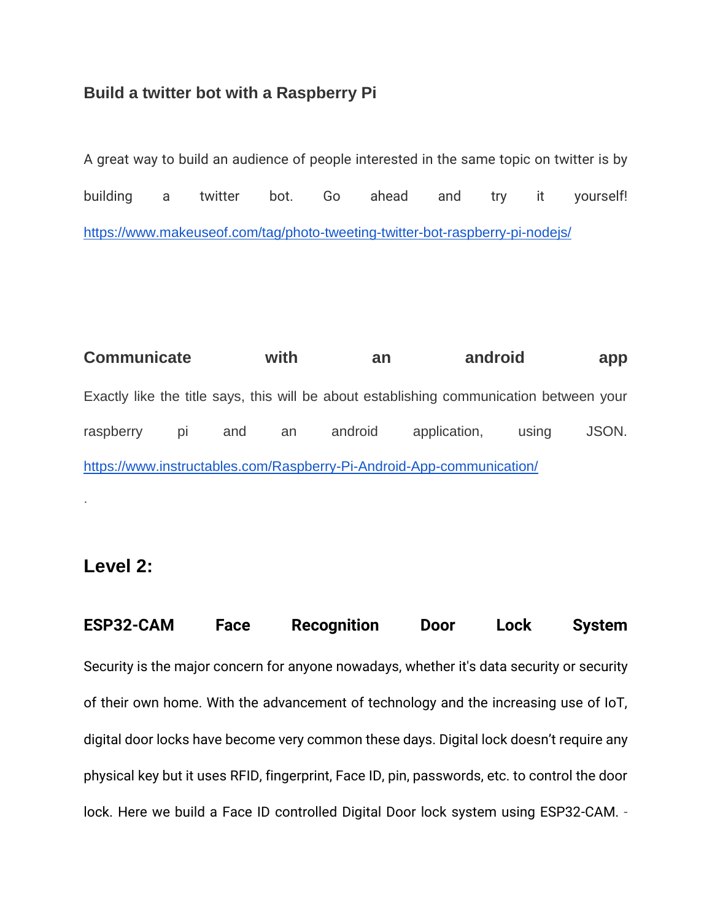### Build a twitter bot with a Raspberry Pi

A great way to build an audience of people interested in the same topic on twitter is by building a twitter bot. Go ahead and try it yourself! https://www.makeuseof.com/tag/photo-tweeting-twitter-bot-raspberry-pi-nodejs/

### Communicate with an android app

Exactly like the title says, this will be about establishing communication between your raspberry pi and an android application, using JSON. https://www.instructables.com/Raspberry-Pi-Android-App-communication/

.

## Level 2:

### ESP32-CAM Face Recognition Door Lock System

Security is the major concern for anyone nowadays, whether it's data security or security of their own home. With the advancement of technology and the increasing use of IoT, digital door locks have become very common these days. Digital lock doesn't require any physical key but it uses RFID, fingerprint, Face ID, pin, passwords, etc. to control the door lock. Here we build a Face ID controlled Digital Door lock system using ESP32-CAM. -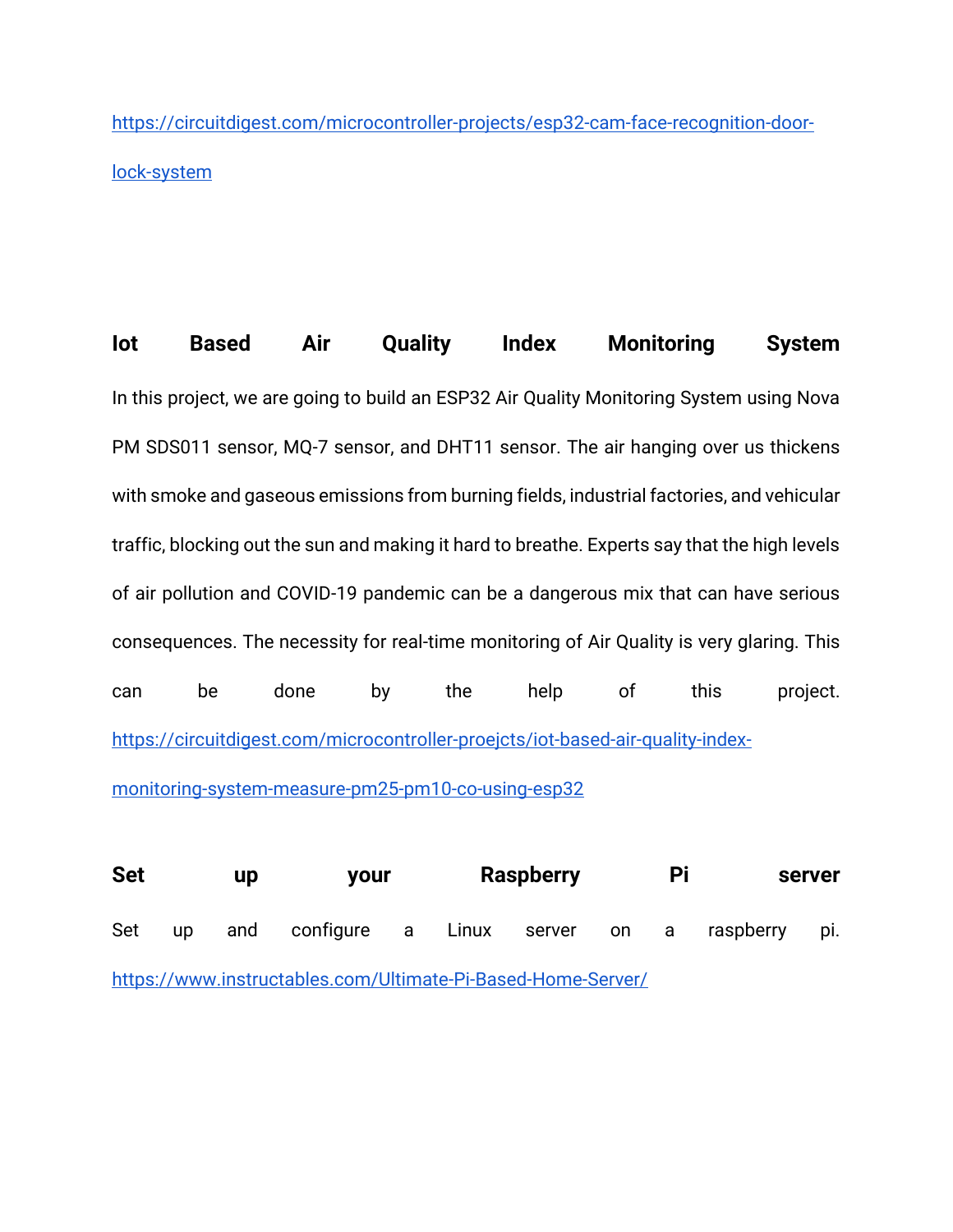https://circuitdigest.com/microcontroller-projects/esp32-cam-face-recognition-door-lock-system

**Iot Based Air Quality Index Monitoring System**

In this project, we are going to build an ESP32 Air Quality Monitoring System using Nova PM SDS011 sensor, MQ-7 sensor, and DHT11 sensor. The air hanging over us thickens with smoke and gaseous emissions from burning fields, industrial factories, and vehicular traffic, blocking out the sun and making it hard to breathe. Experts say that the high levels of air pollution and COVID-19 pandemic can be a dangerous mix that can have serious consequences. The necessity for real-time monitoring of Air Quality is very glaring. This can be done by the help of this project. https://circuitdigest.com/microcontroller-proejcts/iot-based-air-quality-index-monitoring-system-measure-pm25-pm10-co-using-esp32

**Set up your Raspberry Pi server**

Set up and configure a Linux server on a raspberry pi. https://www.instructables.com/Ultimate-Pi-Based-Home-Server/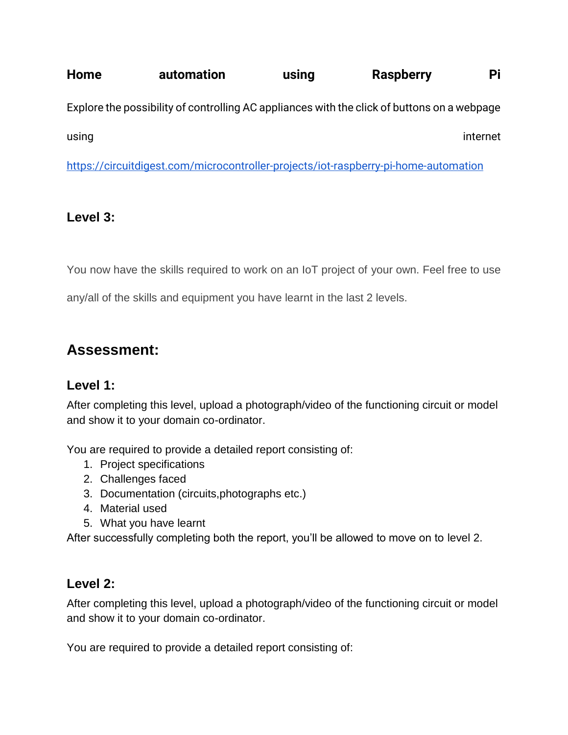**Home automation using Raspberry Pi**

Explore the possibility of controlling AC appliances with the click of buttons on a webpage using internet

https://circuitdigest.com/microcontroller-projects/iot-raspberry-pi-home-automation

### Level 3:

You now have the skills required to work on an IoT project of your own. Feel free to use any/all of the skills and equipment you have learnt in the last 2 levels.

## Assessment:

### Level 1:

After completing this level, upload a photograph/video of the functioning circuit or model and show it to your domain co-ordinator.

You are required to provide a detailed report consisting of:

1. Project specifications
2. Challenges faced
3. Documentation (circuits,photographs etc.)
4. Material used
5. What you have learnt

After successfully completing both the report, you'll be allowed to move on to level 2.

### Level 2:

After completing this level, upload a photograph/video of the functioning circuit or model and show it to your domain co-ordinator.

You are required to provide a detailed report consisting of: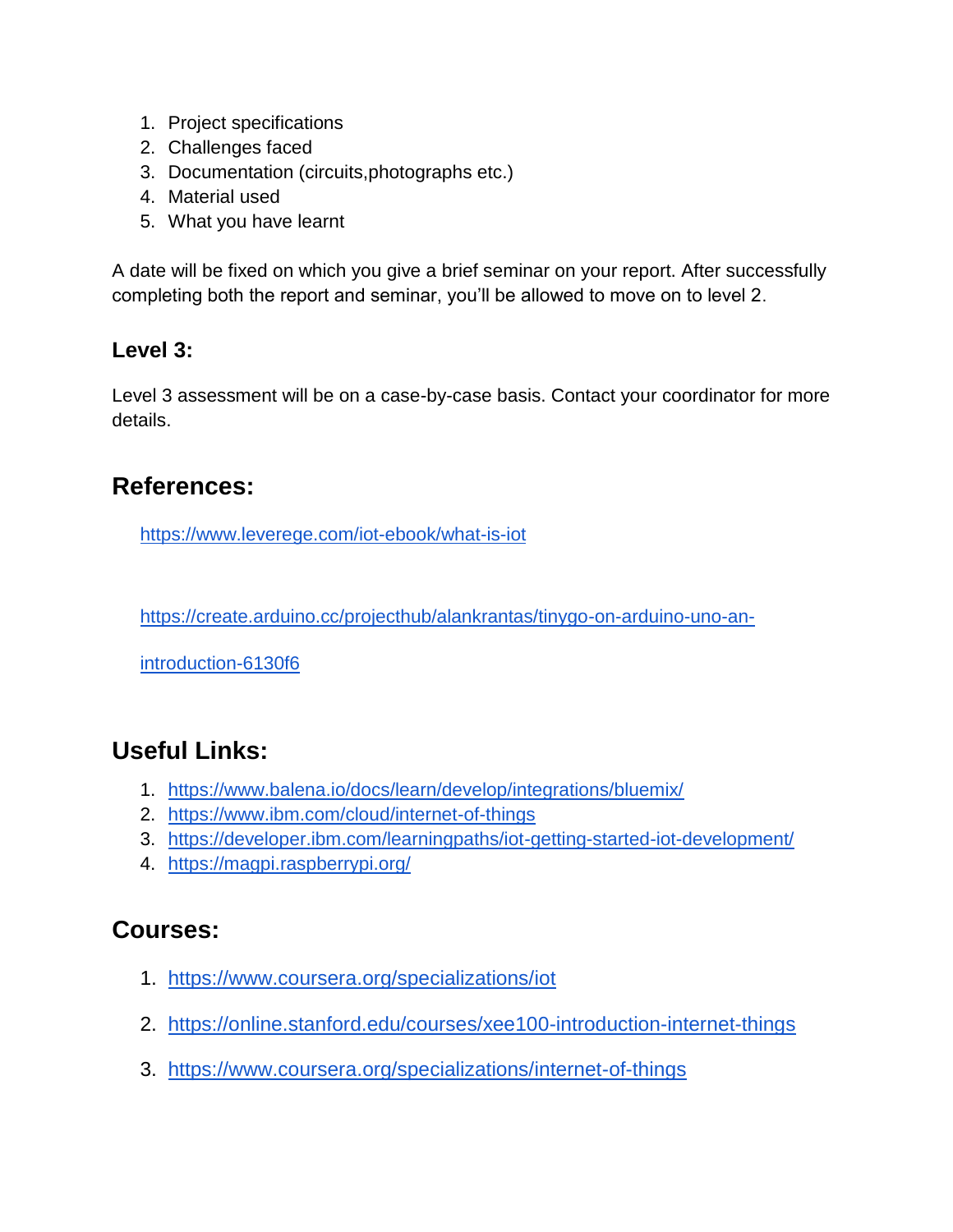1. Project specifications
2. Challenges faced
3. Documentation (circuits,photographs etc.)
4. Material used
5. What you have learnt

A date will be fixed on which you give a brief seminar on your report. After successfully completing both the report and seminar, you'll be allowed to move on to level 2.

### Level 3:

Level 3 assessment will be on a case-by-case basis. Contact your coordinator for more details.

## References:

https://www.leverege.com/iot-ebook/what-is-iot

https://create.arduino.cc/projecthub/alankrantas/tinygo-on-arduino-uno-an-introduction-6130f6

## Useful Links:

1. https://www.balena.io/docs/learn/develop/integrations/bluemix/
2. https://www.ibm.com/cloud/internet-of-things
3. https://developer.ibm.com/learningpaths/iot-getting-started-iot-development/
4. https://magpi.raspberrypi.org/

## Courses:

1. https://www.coursera.org/specializations/iot
2. https://online.stanford.edu/courses/xee100-introduction-internet-things
3. https://www.coursera.org/specializations/internet-of-things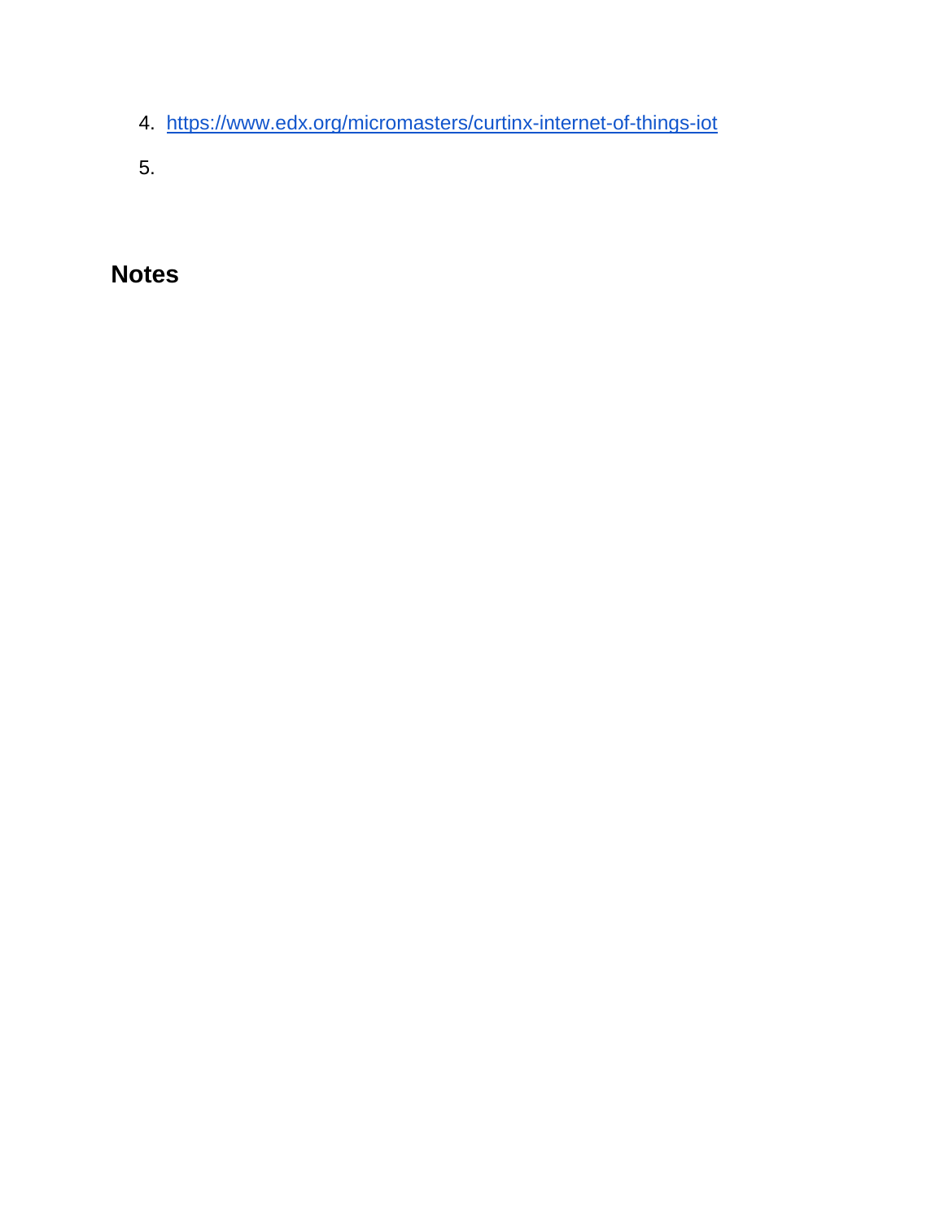4. https://www.edx.org/micromasters/curtinx-internet-of-things-iot
5. 

## Notes